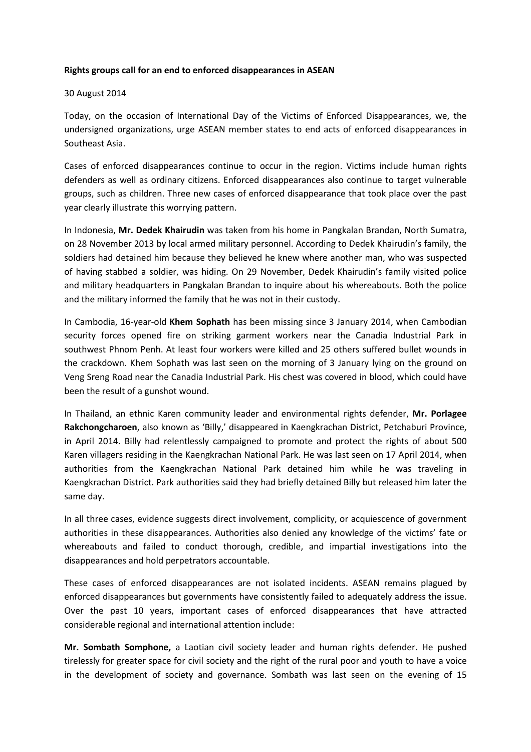**Rights groups call for an end to enforced disappearances in ASEAN**

30 August 2014

Today, on the occasion of International Day of the Victims of Enforced Disappearances, we, the undersigned organizations, urge ASEAN member states to end acts of enforced disappearances in Southeast Asia.

Cases of enforced disappearances continue to occur in the region. Victims include human rights defenders as well as ordinary citizens. Enforced disappearances also continue to target vulnerable groups, such as children. Three new cases of enforced disappearance that took place over the past year clearly illustrate this worrying pattern.

In Indonesia, **Mr. Dedek Khairudin** was taken from his home in Pangkalan Brandan, North Sumatra, on 28 November 2013 by local armed military personnel. According to Dedek Khairudin's family, the soldiers had detained him because they believed he knew where another man, who was suspected of having stabbed a soldier, was hiding. On 29 November, Dedek Khairudin's family visited police and military headquarters in Pangkalan Brandan to inquire about his whereabouts. Both the police and the military informed the family that he was not in their custody.

In Cambodia, 16-year-old **Khem Sophath** has been missing since 3 January 2014, when Cambodian security forces opened fire on striking garment workers near the Canadia Industrial Park in southwest Phnom Penh. At least four workers were killed and 25 others suffered bullet wounds in the crackdown. Khem Sophath was last seen on the morning of 3 January lying on the ground on Veng Sreng Road near the Canadia Industrial Park. His chest was covered in blood, which could have been the result of a gunshot wound.

In Thailand, an ethnic Karen community leader and environmental rights defender, **Mr. Porlagee Rakchongcharoen**, also known as 'Billy,' disappeared in Kaengkrachan District, Petchaburi Province, in April 2014. Billy had relentlessly campaigned to promote and protect the rights of about 500 Karen villagers residing in the Kaengkrachan National Park. He was last seen on 17 April 2014, when authorities from the Kaengkrachan National Park detained him while he was traveling in Kaengkrachan District. Park authorities said they had briefly detained Billy but released him later the same day.

In all three cases, evidence suggests direct involvement, complicity, or acquiescence of government authorities in these disappearances. Authorities also denied any knowledge of the victims' fate or whereabouts and failed to conduct thorough, credible, and impartial investigations into the disappearances and hold perpetrators accountable.

These cases of enforced disappearances are not isolated incidents. ASEAN remains plagued by enforced disappearances but governments have consistently failed to adequately address the issue. Over the past 10 years, important cases of enforced disappearances that have attracted considerable regional and international attention include:

**Mr. Sombath Somphone,** a Laotian civil society leader and human rights defender. He pushed tirelessly for greater space for civil society and the right of the rural poor and youth to have a voice in the development of society and governance. Sombath was last seen on the evening of 15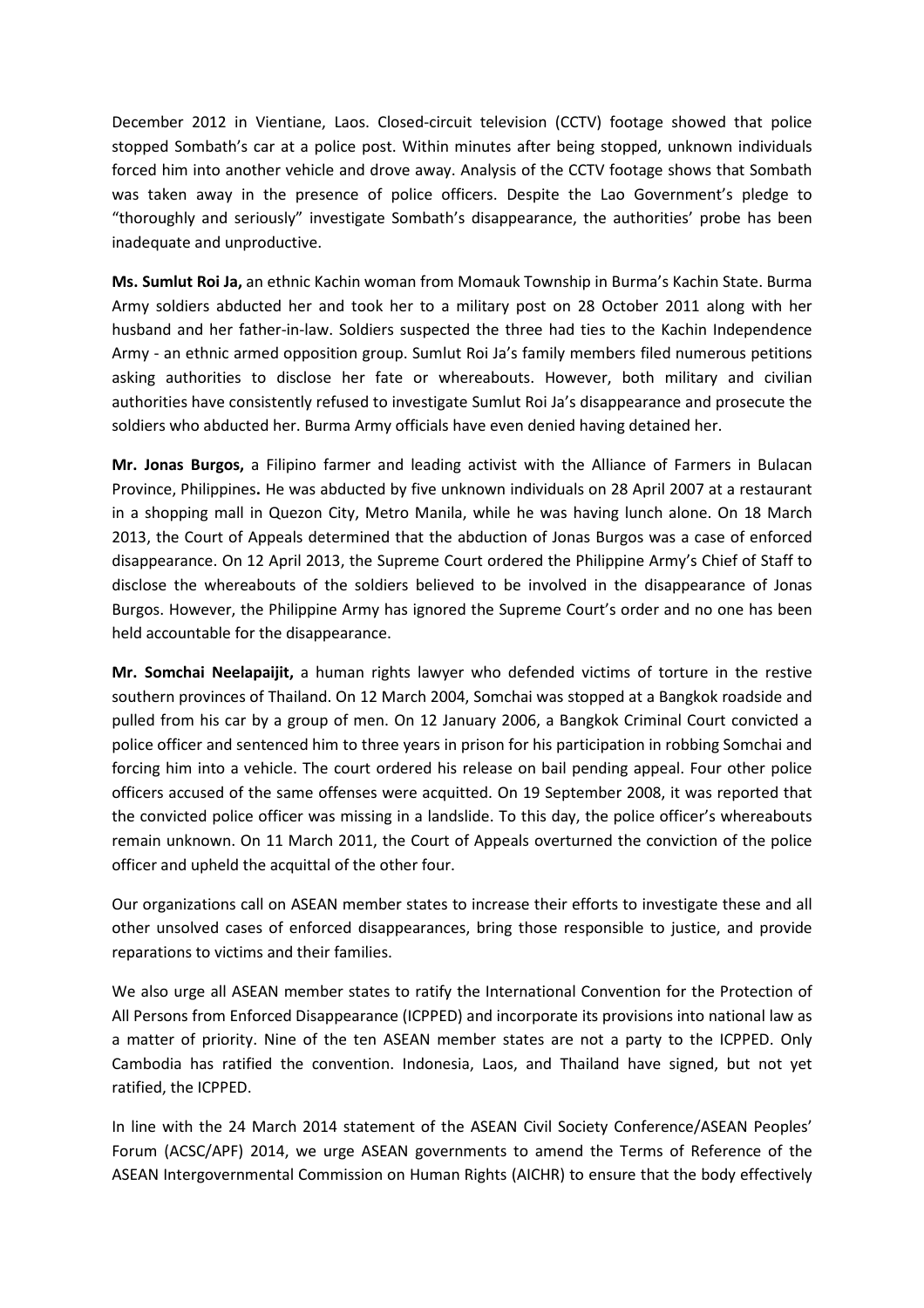December 2012 in Vientiane, Laos. Closed-circuit television (CCTV) footage showed that police stopped Sombath's car at a police post. Within minutes after being stopped, unknown individuals forced him into another vehicle and drove away. Analysis of the CCTV footage shows that Sombath was taken away in the presence of police officers. Despite the Lao Government's pledge to "thoroughly and seriously" investigate Sombath's disappearance, the authorities' probe has been inadequate and unproductive.

**Ms. Sumlut Roi Ja,** an ethnic Kachin woman from Momauk Township in Burma's Kachin State. Burma Army soldiers abducted her and took her to a military post on 28 October 2011 along with her husband and her father-in-law. Soldiers suspected the three had ties to the Kachin Independence Army - an ethnic armed opposition group. Sumlut Roi Ja's family members filed numerous petitions asking authorities to disclose her fate or whereabouts. However, both military and civilian authorities have consistently refused to investigate Sumlut Roi Ja's disappearance and prosecute the soldiers who abducted her. Burma Army officials have even denied having detained her.

**Mr. Jonas Burgos,** a Filipino farmer and leading activist with the Alliance of Farmers in Bulacan Province, Philippines**.** He was abducted by five unknown individuals on 28 April 2007 at a restaurant in a shopping mall in Quezon City, Metro Manila, while he was having lunch alone. On 18 March 2013, the Court of Appeals determined that the abduction of Jonas Burgos was a case of enforced disappearance. On 12 April 2013, the Supreme Court ordered the Philippine Army's Chief of Staff to disclose the whereabouts of the soldiers believed to be involved in the disappearance of Jonas Burgos. However, the Philippine Army has ignored the Supreme Court's order and no one has been held accountable for the disappearance.

**Mr. Somchai Neelapaijit,** a human rights lawyer who defended victims of torture in the restive southern provinces of Thailand. On 12 March 2004, Somchai was stopped at a Bangkok roadside and pulled from his car by a group of men. On 12 January 2006, a Bangkok Criminal Court convicted a police officer and sentenced him to three years in prison for his participation in robbing Somchai and forcing him into a vehicle. The court ordered his release on bail pending appeal. Four other police officers accused of the same offenses were acquitted. On 19 September 2008, it was reported that the convicted police officer was missing in a landslide. To this day, the police officer's whereabouts remain unknown. On 11 March 2011, the Court of Appeals overturned the conviction of the police officer and upheld the acquittal of the other four.

Our organizations call on ASEAN member states to increase their efforts to investigate these and all other unsolved cases of enforced disappearances, bring those responsible to justice, and provide reparations to victims and their families.

We also urge all ASEAN member states to ratify the International Convention for the Protection of All Persons from Enforced Disappearance (ICPPED) and incorporate its provisions into national law as a matter of priority. Nine of the ten ASEAN member states are not a party to the ICPPED. Only Cambodia has ratified the convention. Indonesia, Laos, and Thailand have signed, but not yet ratified, the ICPPED.

In line with the 24 March 2014 statement of the ASEAN Civil Society Conference/ASEAN Peoples' Forum (ACSC/APF) 2014, we urge ASEAN governments to amend the Terms of Reference of the ASEAN Intergovernmental Commission on Human Rights (AICHR) to ensure that the body effectively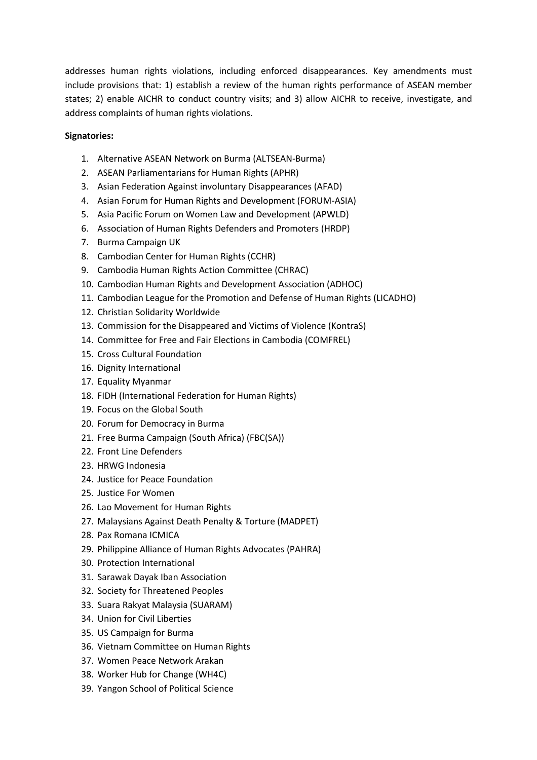addresses human rights violations, including enforced disappearances. Key amendments must include provisions that: 1) establish a review of the human rights performance of ASEAN member states; 2) enable AICHR to conduct country visits; and 3) allow AICHR to receive, investigate, and address complaints of human rights violations.

**Signatories:**

1. Alternative ASEAN Network on Burma (ALTSEAN-Burma)
2. ASEAN Parliamentarians for Human Rights (APHR)
3. Asian Federation Against involuntary Disappearances (AFAD)
4. Asian Forum for Human Rights and Development (FORUM-ASIA)
5. Asia Pacific Forum on Women Law and Development (APWLD)
6. Association of Human Rights Defenders and Promoters (HRDP)
7. Burma Campaign UK
8. Cambodian Center for Human Rights (CCHR)
9. Cambodia Human Rights Action Committee (CHRAC)
10. Cambodian Human Rights and Development Association (ADHOC)
11. Cambodian League for the Promotion and Defense of Human Rights (LICADHO)
12. Christian Solidarity Worldwide
13. Commission for the Disappeared and Victims of Violence (KontraS)
14. Committee for Free and Fair Elections in Cambodia (COMFREL)
15. Cross Cultural Foundation
16. Dignity International
17. Equality Myanmar
18. FIDH (International Federation for Human Rights)
19. Focus on the Global South
20. Forum for Democracy in Burma
21. Free Burma Campaign (South Africa) (FBC(SA))
22. Front Line Defenders
23. HRWG Indonesia
24. Justice for Peace Foundation
25. Justice For Women
26. Lao Movement for Human Rights
27. Malaysians Against Death Penalty & Torture (MADPET)
28. Pax Romana ICMICA
29. Philippine Alliance of Human Rights Advocates (PAHRA)
30. Protection International
31. Sarawak Dayak Iban Association
32. Society for Threatened Peoples
33. Suara Rakyat Malaysia (SUARAM)
34. Union for Civil Liberties
35. US Campaign for Burma
36. Vietnam Committee on Human Rights
37. Women Peace Network Arakan
38. Worker Hub for Change (WH4C)
39. Yangon School of Political Science